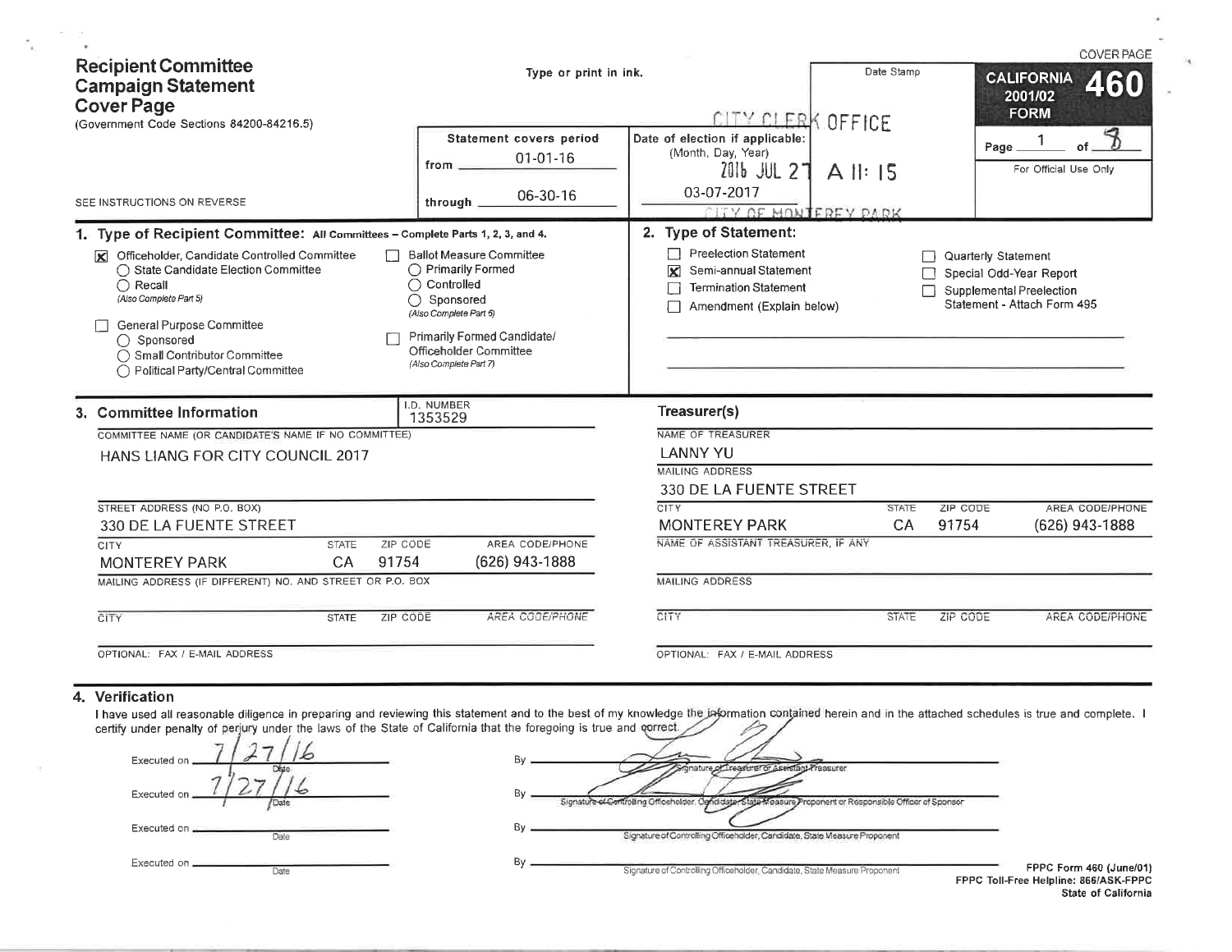# Recipient Committee Campaign Statement Cover Page

(Government Code Sections 84200-84216.5)

Type or print in ink.

SEE INSTRUCTIONS ON REVERSE

COVER PAGE

**CALIFORNIA FORM 460** 2001/02

Page 1 of 8

For Official Use Only

| Statement covers period | |
|---|---|
| from | 01-01-16 |
| through | 06-30-16 |

Date of election if applicable: (Month, Day, Year) 03-07-2017

Date Stamp: CITY CLERK OFFICE 2016 JUL 27 A 11: 15 CITY OF MONTEREY PARK

## 1. Type of Recipient Committee: All Committees – Complete Parts 1, 2, 3, and 4.

- [x] Officeholder, Candidate Controlled Committee
  - ○ State Candidate Election Committee
  - ○ Recall (Also Complete Part 5)
- [ ] General Purpose Committee
  - ○ Sponsored
  - ○ Small Contributor Committee
  - ○ Political Party/Central Committee
- [ ] Ballot Measure Committee
  - ○ Primarily Formed
  - ○ Controlled
  - ○ Sponsored (Also Complete Part 6)
- [ ] Primarily Formed Candidate/Officeholder Committee (Also Complete Part 7)

## 2. Type of Statement:

- [ ] Preelection Statement
- [x] Semi-annual Statement
- [ ] Termination Statement
- [ ] Amendment (Explain below)
- [ ] Quarterly Statement
- [ ] Special Odd-Year Report
- [ ] Supplemental Preelection Statement - Attach Form 495

## 3. Committee Information

I.D. NUMBER: 1353529

COMMITTEE NAME (OR CANDIDATE'S NAME IF NO COMMITTEE): HANS LIANG FOR CITY COUNCIL 2017

STREET ADDRESS (NO P.O. BOX): 330 DE LA FUENTE STREET

| CITY | STATE | ZIP CODE | AREA CODE/PHONE |
|---|---|---|---|
| MONTEREY PARK | CA | 91754 | (626) 943-1888 |

MAILING ADDRESS (IF DIFFERENT) NO. AND STREET OR P.O. BOX:

| CITY | STATE | ZIP CODE | AREA CODE/PHONE |
|---|---|---|---|
| | | | |

OPTIONAL: FAX / E-MAIL ADDRESS:

### Treasurer(s)

NAME OF TREASURER: LANNY YU

MAILING ADDRESS: 330 DE LA FUENTE STREET

| CITY | STATE | ZIP CODE | AREA CODE/PHONE |
|---|---|---|---|
| MONTEREY PARK | CA | 91754 | (626) 943-1888 |

NAME OF ASSISTANT TREASURER, IF ANY:

MAILING ADDRESS:

| CITY | STATE | ZIP CODE | AREA CODE/PHONE |
|---|---|---|---|
| | | | |

OPTIONAL: FAX / E-MAIL ADDRESS:

## 4. Verification

I have used all reasonable diligence in preparing and reviewing this statement and to the best of my knowledge the information contained herein and in the attached schedules is true and complete. I certify under penalty of perjury under the laws of the State of California that the foregoing is true and correct.

Executed on 7/27/16 Date By [signature] Signature of Treasurer or Assistant Treasurer

Executed on 7/27/16 Date By [signature] Signature of Controlling Officeholder, Candidate, State Measure Proponent or Responsible Officer of Sponsor

Executed on ________ Date By ________ Signature of Controlling Officeholder, Candidate, State Measure Proponent

Executed on ________ Date By ________ Signature of Controlling Officeholder, Candidate, State Measure Proponent

FPPC Form 460 (June/01)
FPPC Toll-Free Helpline: 866/ASK-FPPC
State of California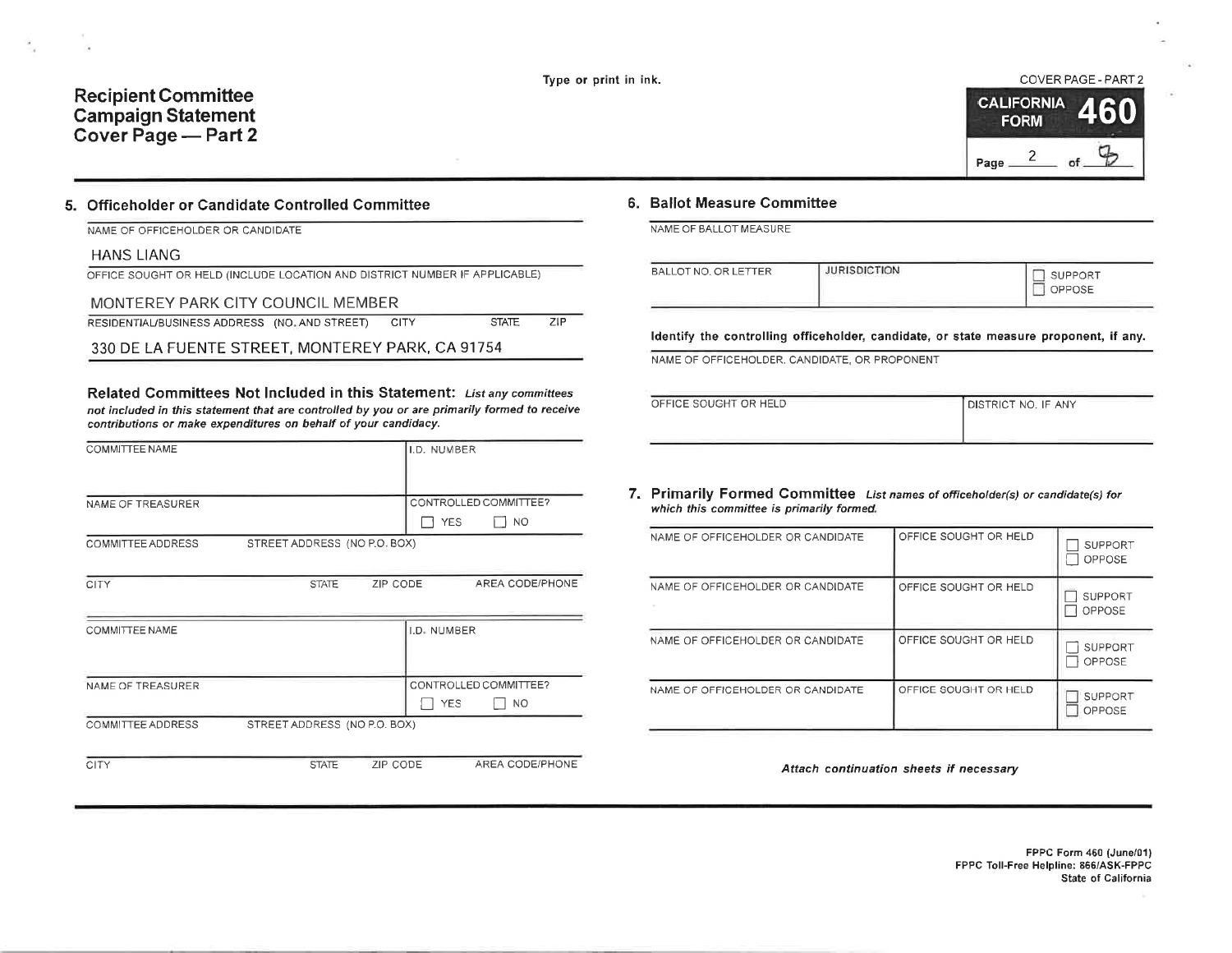# Recipient Committee Campaign Statement Cover Page — Part 2

Type or print in ink.

COVER PAGE - PART 2

CALIFORNIA FORM 460

Page 2 of 8

## 5. Officeholder or Candidate Controlled Committee

NAME OF OFFICEHOLDER OR CANDIDATE

HANS LIANG

OFFICE SOUGHT OR HELD (INCLUDE LOCATION AND DISTRICT NUMBER IF APPLICABLE)

MONTEREY PARK CITY COUNCIL MEMBER

RESIDENTIAL/BUSINESS ADDRESS (NO. AND STREET) CITY STATE ZIP

330 DE LA FUENTE STREET, MONTEREY PARK, CA 91754

### Related Committees Not Included in this Statement:

*List any committees not included in this statement that are controlled by you or are primarily formed to receive contributions or make expenditures on behalf of your candidacy.*

| COMMITTEE NAME | | | I.D. NUMBER | |
|---|---|---|---|---|
| NAME OF TREASURER | | | CONTROLLED COMMITTEE? ☐ YES ☐ NO | |
| COMMITTEE ADDRESS | STREET ADDRESS (NO P.O. BOX) | | | |
| CITY | STATE | ZIP CODE | AREA CODE/PHONE | |

| COMMITTEE NAME | | | I.D. NUMBER | |
|---|---|---|---|---|
| NAME OF TREASURER | | | CONTROLLED COMMITTEE? ☐ YES ☐ NO | |
| COMMITTEE ADDRESS | STREET ADDRESS (NO P.O. BOX) | | | |
| CITY | STATE | ZIP CODE | AREA CODE/PHONE | |

## 6. Ballot Measure Committee

NAME OF BALLOT MEASURE

| BALLOT NO. OR LETTER | JURISDICTION | ☐ SUPPORT ☐ OPPOSE |
|---|---|---|
| | | |

**Identify the controlling officeholder, candidate, or state measure proponent, if any.**

NAME OF OFFICEHOLDER, CANDIDATE, OR PROPONENT

| OFFICE SOUGHT OR HELD | DISTRICT NO. IF ANY |
|---|---|
| | |

## 7. Primarily Formed Committee

*List names of officeholder(s) or candidate(s) for which this committee is primarily formed.*

| NAME OF OFFICEHOLDER OR CANDIDATE | OFFICE SOUGHT OR HELD | ☐ SUPPORT ☐ OPPOSE |
|---|---|---|
| NAME OF OFFICEHOLDER OR CANDIDATE | OFFICE SOUGHT OR HELD | ☐ SUPPORT ☐ OPPOSE |
| NAME OF OFFICEHOLDER OR CANDIDATE | OFFICE SOUGHT OR HELD | ☐ SUPPORT ☐ OPPOSE |
| NAME OF OFFICEHOLDER OR CANDIDATE | OFFICE SOUGHT OR HELD | ☐ SUPPORT ☐ OPPOSE |

*Attach continuation sheets if necessary*

FPPC Form 460 (June/01)
FPPC Toll-Free Helpline: 866/ASK-FPPC
State of California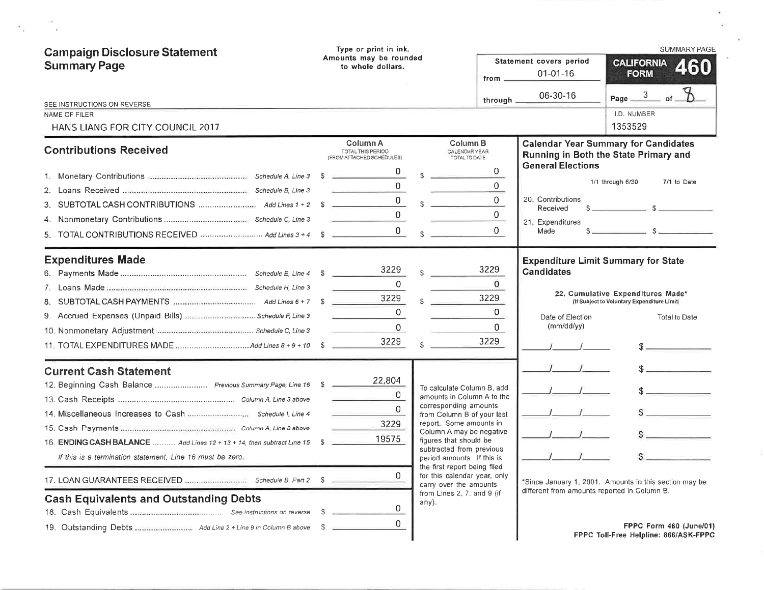# Campaign Disclosure Statement Summary Page

Type or print in ink.
Amounts may be rounded to whole dollars.

SUMMARY PAGE

**CALIFORNIA FORM 460**

Statement covers period from 01-01-16 through 06-30-16

Page 3 of 8

SEE INSTRUCTIONS ON REVERSE

NAME OF FILER: HANS LIANG FOR CITY COUNCIL 2017

I.D. NUMBER: 1353529

## Contributions Received

| | | Column A TOTAL THIS PERIOD (FROM ATTACHED SCHEDULES) | Column B CALENDAR YEAR TOTAL TO DATE |
|---|---|---|---|
| 1. Monetary Contributions | Schedule A, Line 3 | $ 0 | $ 0 |
| 2. Loans Received | Schedule B, Line 3 | 0 | 0 |
| 3. SUBTOTAL CASH CONTRIBUTIONS | Add Lines 1 + 2 | $ 0 | $ 0 |
| 4. Nonmonetary Contributions | Schedule C, Line 3 | 0 | 0 |
| 5. TOTAL CONTRIBUTIONS RECEIVED | Add Lines 3 + 4 | $ 0 | $ 0 |

## Expenditures Made

| | | Column A | Column B |
|---|---|---|---|
| 6. Payments Made | Schedule E, Line 4 | $ 3229 | $ 3229 |
| 7. Loans Made | Schedule H, Line 3 | 0 | 0 |
| 8. SUBTOTAL CASH PAYMENTS | Add Lines 6 + 7 | $ 3229 | $ 3229 |
| 9. Accrued Expenses (Unpaid Bills) | Schedule F, Line 3 | 0 | 0 |
| 10. Nonmonetary Adjustment | Schedule C, Line 3 | 0 | 0 |
| 11. TOTAL EXPENDITURES MADE | Add Lines 8 + 9 + 10 | $ 3229 | $ 3229 |

## Current Cash Statement

| | | |
|---|---|---|
| 12. Beginning Cash Balance | Previous Summary Page, Line 16 | $ 22,804 |
| 13. Cash Receipts | Column A, Line 3 above | 0 |
| 14. Miscellaneous Increases to Cash | Schedule I, Line 4 | 0 |
| 15. Cash Payments | Column A, Line 8 above | 3229 |
| 16. **ENDING CASH BALANCE** | Add Lines 12 + 13 + 14, then subtract Line 15 | $ 19575 |

*If this is a termination statement, Line 16 must be zero.*

| | | |
|---|---|---|
| 17. LOAN GUARANTEES RECEIVED | Schedule B, Part 2 | $ 0 |

## Cash Equivalents and Outstanding Debts

| | | |
|---|---|---|
| 18. Cash Equivalents | See instructions on reverse | $ 0 |
| 19. Outstanding Debts | Add Line 2 + Line 9 in Column B above | $ 0 |

To calculate Column B, add amounts in Column A to the corresponding amounts from Column B of your last report. Some amounts in Column A may be negative figures that should be subtracted from previous period amounts. If this is the first report being filed for this calendar year, only carry over the amounts from Lines 2, 7, and 9 (if any).

## Calendar Year Summary for Candidates Running in Both the State Primary and General Elections

| | 1/1 through 6/30 | 7/1 to Date |
|---|---|---|
| 20. Contributions Received | $ | $ |
| 21. Expenditures Made | $ | $ |

## Expenditure Limit Summary for State Candidates

22. Cumulative Expenditures Made* (If Subject to Voluntary Expenditure Limit)

| Date of Election (mm/dd/yy) | Total to Date |
|---|---|
| / / | $ |
| / / | $ |
| / / | $ |
| / / | $ |
| / / | $ |
| / / | $ |

*Since January 1, 2001. Amounts in this section may be different from amounts reported in Column B.

FPPC Form 460 (June/01)
FPPC Toll-Free Helpline: 866/ASK-FPPC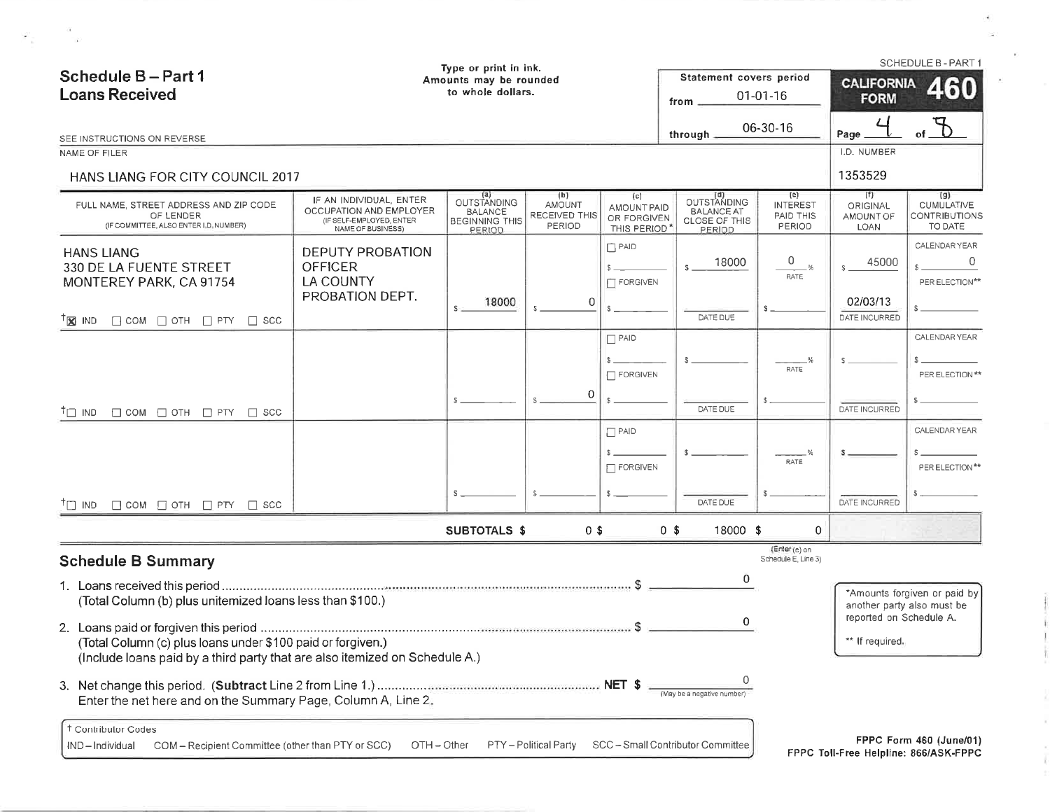# Schedule B – Part 1
## Loans Received

Type or print in ink.
Amounts may be rounded to whole dollars.

Statement covers period
from 01-01-16
through 06-30-16

SCHEDULE B - PART 1

**CALIFORNIA FORM 460**

SEE INSTRUCTIONS ON REVERSE

NAME OF FILER: HANS LIANG FOR CITY COUNCIL 2017

I.D. NUMBER: 1353529

| FULL NAME, STREET ADDRESS AND ZIP CODE OF LENDER (IF COMMITTEE, ALSO ENTER I.D. NUMBER) | IF AN INDIVIDUAL, ENTER OCCUPATION AND EMPLOYER (IF SELF-EMPLOYED, ENTER NAME OF BUSINESS) | (a) OUTSTANDING BALANCE BEGINNING THIS PERIOD | (b) AMOUNT RECEIVED THIS PERIOD | (c) AMOUNT PAID OR FORGIVEN THIS PERIOD* | (d) OUTSTANDING BALANCE AT CLOSE OF THIS PERIOD | (e) INTEREST PAID THIS PERIOD | (f) ORIGINAL AMOUNT OF LOAN | (g) CUMULATIVE CONTRIBUTIONS TO DATE |
|---|---|---|---|---|---|---|---|---|
| HANS LIANG<br>330 DE LA FUENTE STREET<br>MONTEREY PARK, CA 91754<br>†[X] IND [ ] COM [ ] OTH [ ] PTY [ ] SCC | DEPUTY PROBATION OFFICER<br>LA COUNTY PROBATION DEPT. | $ 18000 | $ 0 | [ ] PAID $<br>[ ] FORGIVEN $ | $ 18000<br>DATE DUE | 0 % RATE<br>$ | $ 45000<br>02/03/13 DATE INCURRED | CALENDAR YEAR $ 0<br>PER ELECTION** $ |
| †[ ] IND [ ] COM [ ] OTH [ ] PTY [ ] SCC | | $ | $ 0 | [ ] PAID $<br>[ ] FORGIVEN $ | $<br>DATE DUE | % RATE<br>$ | $<br>DATE INCURRED | CALENDAR YEAR $<br>PER ELECTION** $ |
| †[ ] IND [ ] COM [ ] OTH [ ] PTY [ ] SCC | | $ | $ | [ ] PAID $<br>[ ] FORGIVEN $ | $<br>DATE DUE | % RATE<br>$ | $<br>DATE INCURRED | CALENDAR YEAR $<br>PER ELECTION** $ |
| | **SUBTOTALS $** | | 0 $ | 0 $ | 18000 $ | 0 | | |

(Enter (e) on Schedule E, Line 3)

## Schedule B Summary

1. Loans received this period ........................................ $ 0
   (Total Column (b) plus unitemized loans less than $100.)

2. Loans paid or forgiven this period ........................................ $ 0
   (Total Column (c) plus loans under $100 paid or forgiven.)
   (Include loans paid by a third party that are also itemized on Schedule A.)

3. Net change this period. (**Subtract** Line 2 from Line 1.) ........................................ **NET $** 0 (May be a negative number)
   Enter the net here and on the Summary Page, Column A, Line 2.

*Amounts forgiven or paid by another party also must be reported on Schedule A.

** If required.

† Contributor Codes
IND – Individual COM – Recipient Committee (other than PTY or SCC) OTH – Other PTY – Political Party SCC – Small Contributor Committee

FPPC Form 460 (June/01)
FPPC Toll-Free Helpline: 866/ASK-FPPC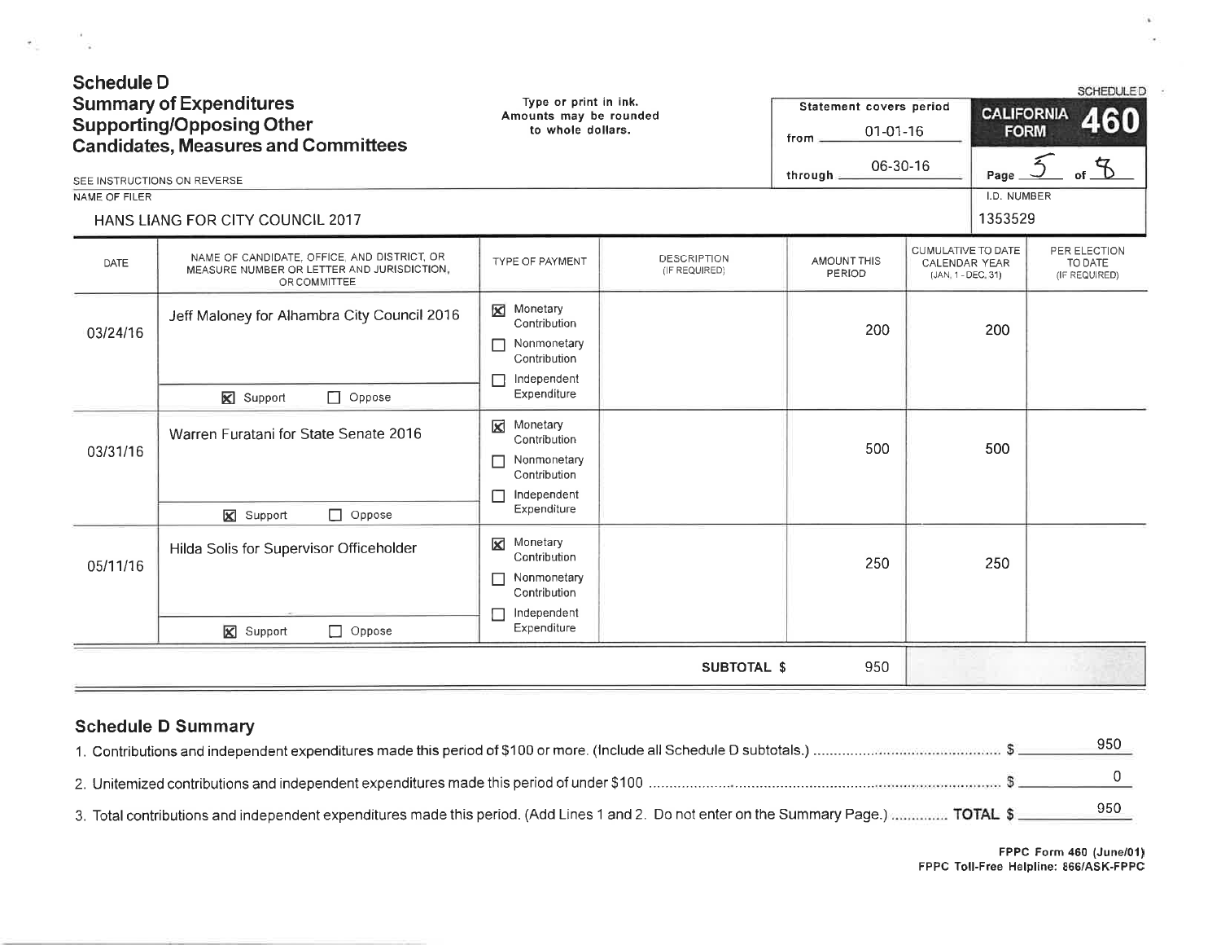# Schedule D
## Summary of Expenditures Supporting/Opposing Other Candidates, Measures and Committees

Type or print in ink. Amounts may be rounded to whole dollars.

SEE INSTRUCTIONS ON REVERSE

Statement covers period from 01-01-16 through 06-30-16

SCHEDULE D
CALIFORNIA FORM 460

Page 5 of 8

NAME OF FILER: HANS LIANG FOR CITY COUNCIL 2017

I.D. NUMBER: 1353529

| DATE | NAME OF CANDIDATE, OFFICE, AND DISTRICT, OR MEASURE NUMBER OR LETTER AND JURISDICTION, OR COMMITTEE | TYPE OF PAYMENT | DESCRIPTION (IF REQUIRED) | AMOUNT THIS PERIOD | CUMULATIVE TO DATE CALENDAR YEAR (JAN. 1 - DEC. 31) | PER ELECTION TO DATE (IF REQUIRED) |
|---|---|---|---|---|---|---|
| 03/24/16 | Jeff Maloney for Alhambra City Council 2016<br>☒ Support ☐ Oppose | ☒ Monetary Contribution<br>☐ Nonmonetary Contribution<br>☐ Independent Expenditure | | 200 | 200 | |
| 03/31/16 | Warren Furatani for State Senate 2016<br>☒ Support ☐ Oppose | ☒ Monetary Contribution<br>☐ Nonmonetary Contribution<br>☐ Independent Expenditure | | 500 | 500 | |
| 05/11/16 | Hilda Solis for Supervisor Officeholder<br>☒ Support ☐ Oppose | ☒ Monetary Contribution<br>☐ Nonmonetary Contribution<br>☐ Independent Expenditure | | 250 | 250 | |
| | | | SUBTOTAL $ | 950 | | |

## Schedule D Summary

1. Contributions and independent expenditures made this period of $100 or more. (Include all Schedule D subtotals.) $ 950
2. Unitemized contributions and independent expenditures made this period of under $100 $ 0
3. Total contributions and independent expenditures made this period. (Add Lines 1 and 2. Do not enter on the Summary Page.) TOTAL $ 950

FPPC Form 460 (June/01)
FPPC Toll-Free Helpline: 866/ASK-FPPC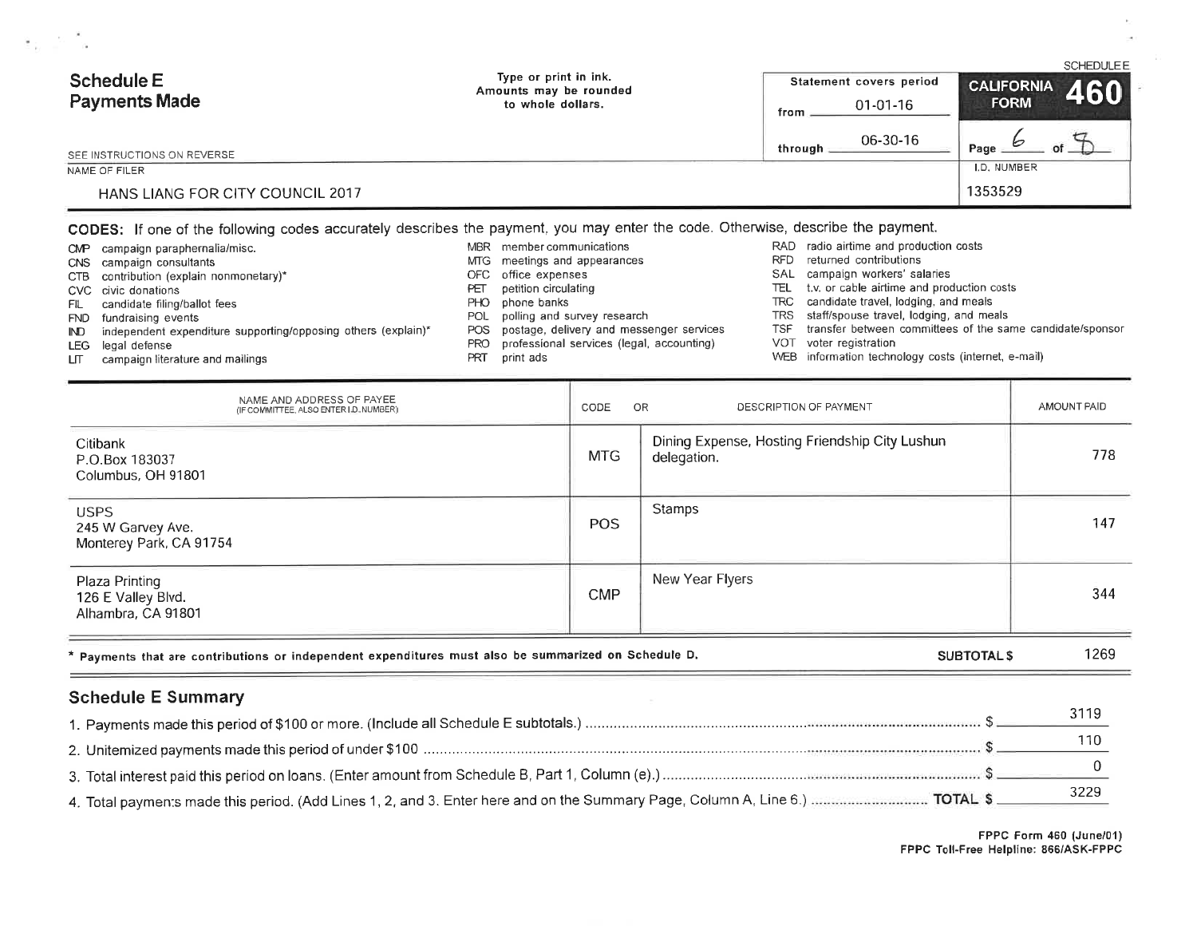SCHEDULE E

# Schedule E Payments Made

Type or print in ink.
Amounts may be rounded to whole dollars.

SEE INSTRUCTIONS ON REVERSE

| Statement covers period | |
|---|---|
| from | 01-01-16 |
| through | 06-30-16 |

**CALIFORNIA FORM 460**

Page 6 of 8

NAME OF FILER: HANS LIANG FOR CITY COUNCIL 2017

I.D. NUMBER: 1353529

**CODES:** If one of the following codes accurately describes the payment, you may enter the code. Otherwise, describe the payment.

- CMP campaign paraphernalia/misc.
- CNS campaign consultants
- CTB contribution (explain nonmonetary)*
- CVC civic donations
- FIL candidate filing/ballot fees
- FND fundraising events
- IND independent expenditure supporting/opposing others (explain)*
- LEG legal defense
- LIT campaign literature and mailings
- MBR member communications
- MTG meetings and appearances
- OFC office expenses
- PET petition circulating
- PHO phone banks
- POL polling and survey research
- POS postage, delivery and messenger services
- PRO professional services (legal, accounting)
- PRT print ads
- RAD radio airtime and production costs
- RFD returned contributions
- SAL campaign workers' salaries
- TEL t.v. or cable airtime and production costs
- TRC candidate travel, lodging, and meals
- TRS staff/spouse travel, lodging, and meals
- TSF transfer between committees of the same candidate/sponsor
- VOT voter registration
- WEB information technology costs (internet, e-mail)

| NAME AND ADDRESS OF PAYEE (IF COMMITTEE, ALSO ENTER I.D. NUMBER) | CODE | DESCRIPTION OF PAYMENT | AMOUNT PAID |
|---|---|---|---|
| Citibank<br>P.O.Box 183037<br>Columbus, OH 91801 | MTG | Dining Expense, Hosting Friendship City Lushun delegation. | 778 |
| USPS<br>245 W Garvey Ave.<br>Monterey Park, CA 91754 | POS | Stamps | 147 |
| Plaza Printing<br>126 E Valley Blvd.<br>Alhambra, CA 91801 | CMP | New Year Flyers | 344 |

\* Payments that are contributions or independent expenditures must also be summarized on Schedule D.

**SUBTOTAL $** 1269

## Schedule E Summary

1. Payments made this period of $100 or more. (Include all Schedule E subtotals.) ........ $ 3119
2. Unitemized payments made this period of under $100 ........ $ 110
3. Total interest paid this period on loans. (Enter amount from Schedule B, Part 1, Column (e).) ........ $ 0
4. Total payments made this period. (Add Lines 1, 2, and 3. Enter here and on the Summary Page, Column A, Line 6.) ........ **TOTAL $** 3229

FPPC Form 460 (June/01)
FPPC Toll-Free Helpline: 866/ASK-FPPC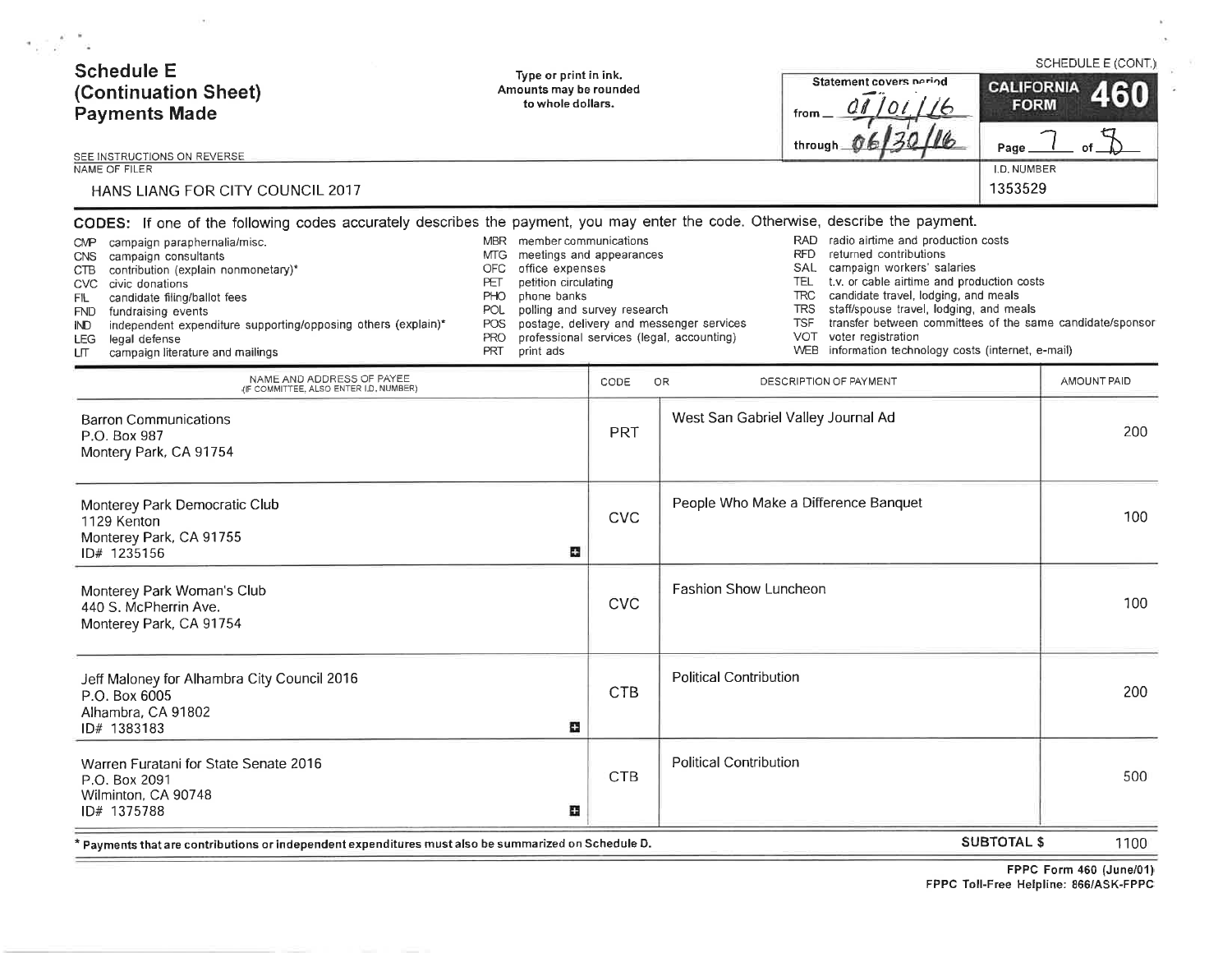SCHEDULE E (CONT.)

## Schedule E (Continuation Sheet) Payments Made

Type or print in ink.
Amounts may be rounded to whole dollars.

Statement covers period
from 01/01/16
through 06/30/16

**CALIFORNIA FORM 460**

SEE INSTRUCTIONS ON REVERSE

NAME OF FILER: HANS LIANG FOR CITY COUNCIL 2017

I.D. NUMBER: 1353529

**CODES:** If one of the following codes accurately describes the payment, you may enter the code. Otherwise, describe the payment.

- CMP campaign paraphernalia/misc.
- CNS campaign consultants
- CTB contribution (explain nonmonetary)*
- CVC civic donations
- FIL candidate filing/ballot fees
- FND fundraising events
- IND independent expenditure supporting/opposing others (explain)*
- LEG legal defense
- LIT campaign literature and mailings
- MBR member communications
- MTG meetings and appearances
- OFC office expenses
- PET petition circulating
- PHO phone banks
- POL polling and survey research
- POS postage, delivery and messenger services
- PRO professional services (legal, accounting)
- PRT print ads
- RAD radio airtime and production costs
- RFD returned contributions
- SAL campaign workers' salaries
- TEL t.v. or cable airtime and production costs
- TRC candidate travel, lodging, and meals
- TRS staff/spouse travel, lodging, and meals
- TSF transfer between committees of the same candidate/sponsor
- VOT voter registration
- WEB information technology costs (internet, e-mail)

| NAME AND ADDRESS OF PAYEE (IF COMMITTEE, ALSO ENTER I.D. NUMBER) | CODE | OR DESCRIPTION OF PAYMENT | AMOUNT PAID |
|---|---|---|---|
| Barron Communications<br>P.O. Box 987<br>Montery Park, CA 91754 | PRT | West San Gabriel Valley Journal Ad | 200 |
| Monterey Park Democratic Club<br>1129 Kenton<br>Monterey Park, CA 91755<br>ID# 1235156 | CVC | People Who Make a Difference Banquet | 100 |
| Monterey Park Woman's Club<br>440 S. McPherrin Ave.<br>Monterey Park, CA 91754 | CVC | Fashion Show Luncheon | 100 |
| Jeff Maloney for Alhambra City Council 2016<br>P.O. Box 6005<br>Alhambra, CA 91802<br>ID# 1383183 | CTB | Political Contribution | 200 |
| Warren Furatani for State Senate 2016<br>P.O. Box 2091<br>Wilminton, CA 90748<br>ID# 1375788 | CTB | Political Contribution | 500 |
| | | **SUBTOTAL $** | 1100 |

\* Payments that are contributions or independent expenditures must also be summarized on Schedule D.

FPPC Form 460 (June/01)
FPPC Toll-Free Helpline: 866/ASK-FPPC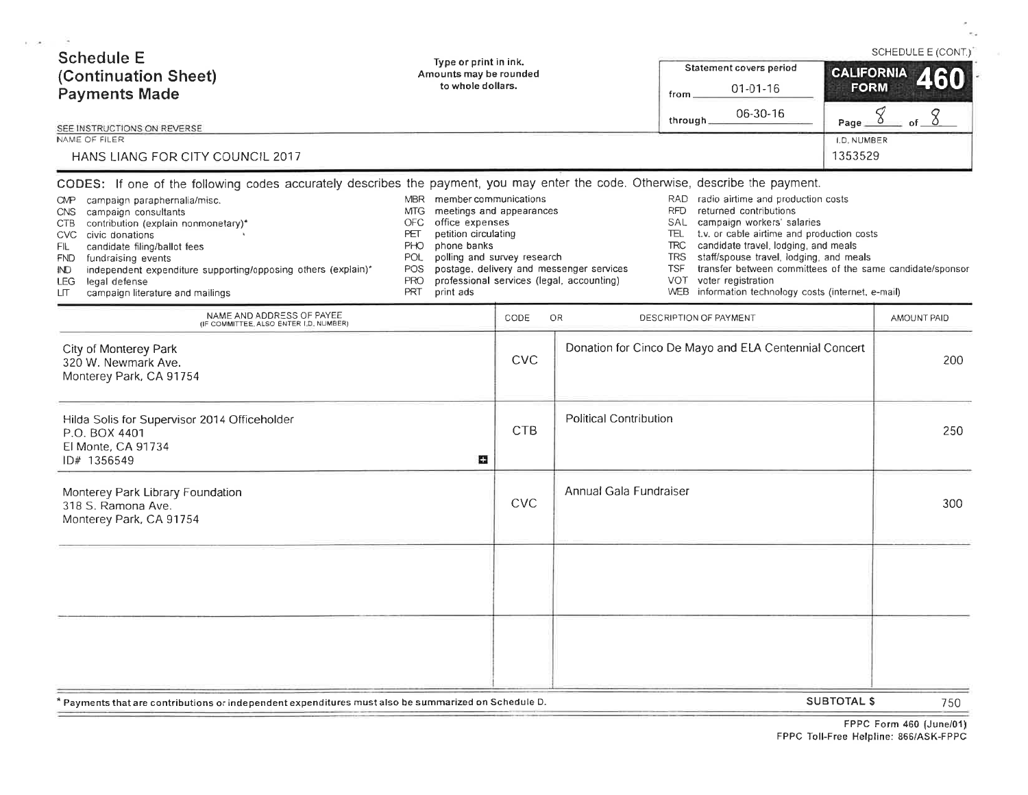# Schedule E (Continuation Sheet) Payments Made

SCHEDULE E (CONT.)

Type or print in ink.
Amounts may be rounded to whole dollars.

Statement covers period
from 01-01-16
through 06-30-16

**CALIFORNIA FORM 460**

Page 8 of 8

SEE INSTRUCTIONS ON REVERSE

NAME OF FILER: HANS LIANG FOR CITY COUNCIL 2017

I.D. NUMBER: 1353529

**CODES:** If one of the following codes accurately describes the payment, you may enter the code. Otherwise, describe the payment.

- CMP campaign paraphernalia/misc.
- CNS campaign consultants
- CTB contribution (explain nonmonetary)*
- CVC civic donations
- FIL candidate filing/ballot fees
- FND fundraising events
- IND independent expenditure supporting/opposing others (explain)*
- LEG legal defense
- LIT campaign literature and mailings
- MBR member communications
- MTG meetings and appearances
- OFC office expenses
- PET petition circulating
- PHO phone banks
- POL polling and survey research
- POS postage, delivery and messenger services
- PRO professional services (legal, accounting)
- PRT print ads
- RAD radio airtime and production costs
- RFD returned contributions
- SAL campaign workers' salaries
- TEL t.v. or cable airtime and production costs
- TRC candidate travel, lodging, and meals
- TRS staff/spouse travel, lodging, and meals
- TSF transfer between committees of the same candidate/sponsor
- VOT voter registration
- WEB information technology costs (internet, e-mail)

| NAME AND ADDRESS OF PAYEE (IF COMMITTEE, ALSO ENTER I.D. NUMBER) | CODE | OR DESCRIPTION OF PAYMENT | AMOUNT PAID |
|---|---|---|---|
| City of Monterey Park<br>320 W. Newmark Ave.<br>Monterey Park, CA 91754 | CVC | Donation for Cinco De Mayo and ELA Centennial Concert | 200 |
| Hilda Solis for Supervisor 2014 Officeholder<br>P.O. BOX 4401<br>El Monte, CA 91734<br>ID# 1356549 | CTB | Political Contribution | 250 |
| Monterey Park Library Foundation<br>318 S. Ramona Ave.<br>Monterey Park, CA 91754 | CVC | Annual Gala Fundraiser | 300 |
| | | | |
| | | | |

\* Payments that are contributions or independent expenditures must also be summarized on Schedule D.

**SUBTOTAL $** 750

FPPC Form 460 (June/01)
FPPC Toll-Free Helpline: 866/ASK-FPPC